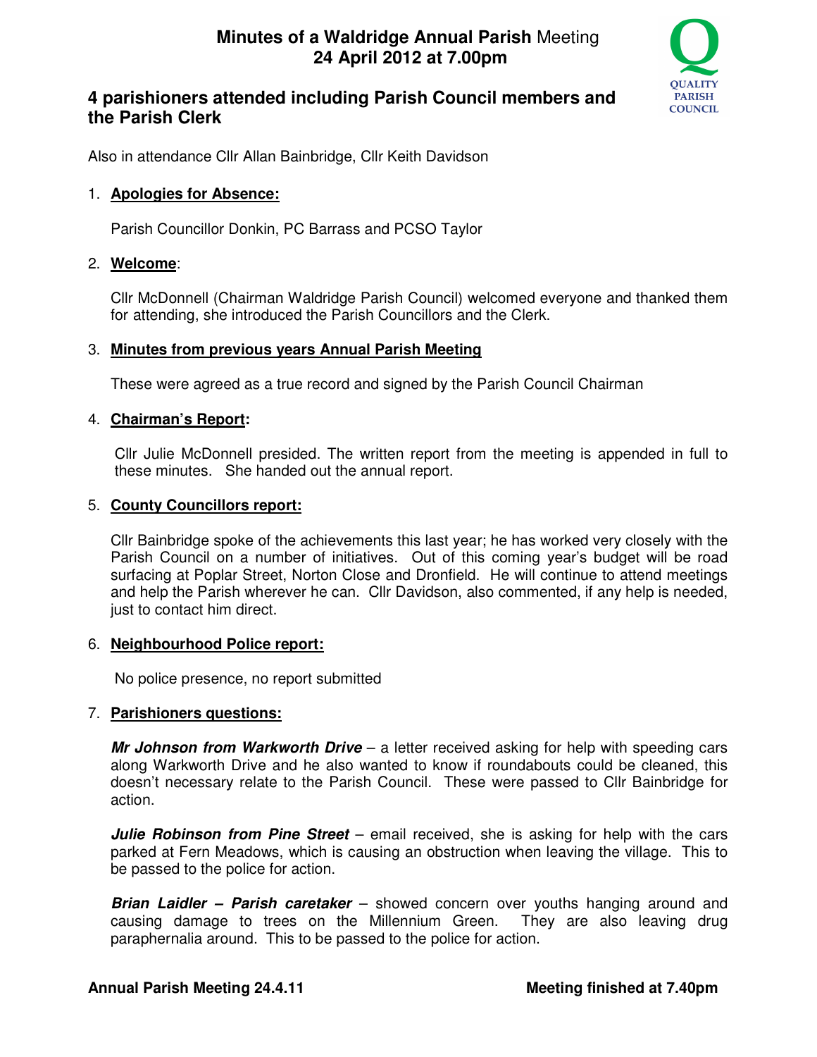# Minutes of a Waldridge Annual Parish Meeting
## 24 April 2012 at 7.00pm

## 4 parishioners attended including Parish Council members and the Parish Clerk

Also in attendance Cllr Allan Bainbridge, Cllr Keith Davidson

1. **Apologies for Absence:**

   Parish Councillor Donkin, PC Barrass and PCSO Taylor

2. **Welcome**:

   Cllr McDonnell (Chairman Waldridge Parish Council) welcomed everyone and thanked them for attending, she introduced the Parish Councillors and the Clerk.

3. **Minutes from previous years Annual Parish Meeting**

   These were agreed as a true record and signed by the Parish Council Chairman

4. **Chairman's Report:**

   Cllr Julie McDonnell presided. The written report from the meeting is appended in full to these minutes. She handed out the annual report.

5. **County Councillors report:**

   Cllr Bainbridge spoke of the achievements this last year; he has worked very closely with the Parish Council on a number of initiatives. Out of this coming year's budget will be road surfacing at Poplar Street, Norton Close and Dronfield. He will continue to attend meetings and help the Parish wherever he can. Cllr Davidson, also commented, if any help is needed, just to contact him direct.

6. **Neighbourhood Police report:**

   No police presence, no report submitted

7. **Parishioners questions:**

   ***Mr Johnson from Warkworth Drive*** – a letter received asking for help with speeding cars along Warkworth Drive and he also wanted to know if roundabouts could be cleaned, this doesn't necessary relate to the Parish Council. These were passed to Cllr Bainbridge for action.

   ***Julie Robinson from Pine Street*** – email received, she is asking for help with the cars parked at Fern Meadows, which is causing an obstruction when leaving the village. This to be passed to the police for action.

   ***Brian Laidler – Parish caretaker*** – showed concern over youths hanging around and causing damage to trees on the Millennium Green. They are also leaving drug paraphernalia around. This to be passed to the police for action.

**Annual Parish Meeting 24.4.11** **Meeting finished at 7.40pm**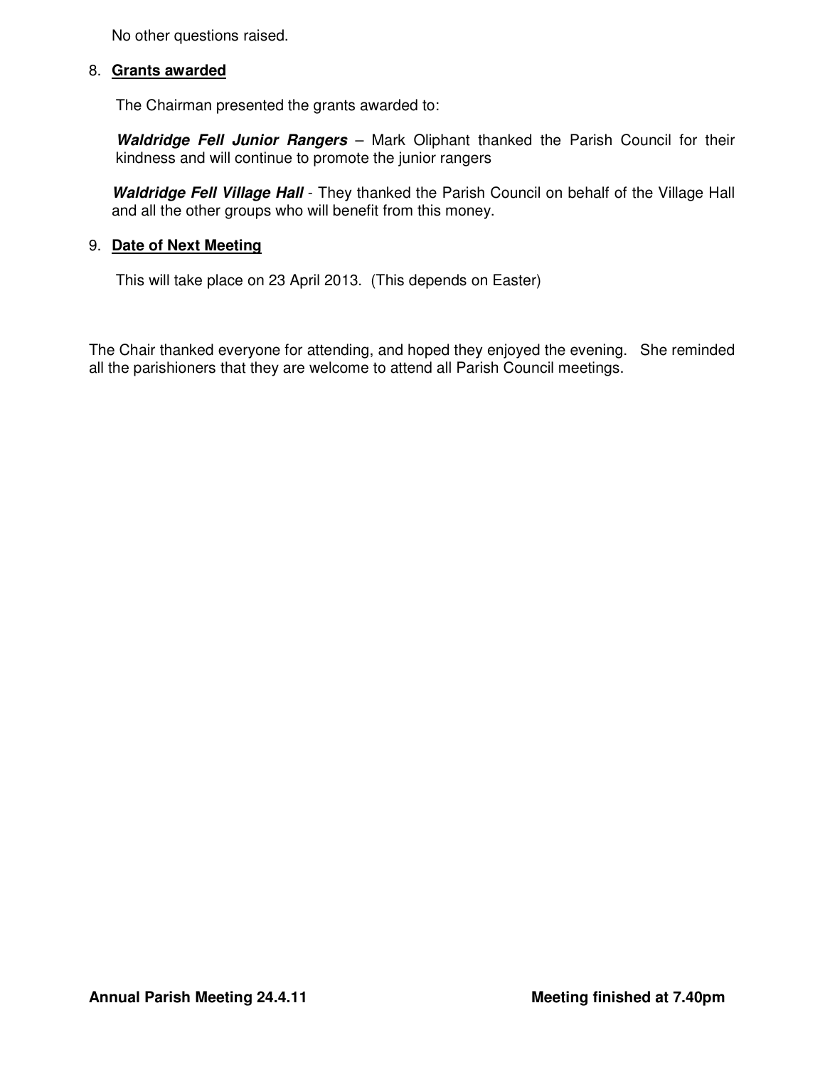No other questions raised.

8. **Grants awarded**

The Chairman presented the grants awarded to:

***Waldridge Fell Junior Rangers*** – Mark Oliphant thanked the Parish Council for their kindness and will continue to promote the junior rangers

***Waldridge Fell Village Hall*** - They thanked the Parish Council on behalf of the Village Hall and all the other groups who will benefit from this money.

9. **Date of Next Meeting**

This will take place on 23 April 2013. (This depends on Easter)

The Chair thanked everyone for attending, and hoped they enjoyed the evening. She reminded all the parishioners that they are welcome to attend all Parish Council meetings.

**Annual Parish Meeting 24.4.11** **Meeting finished at 7.40pm**